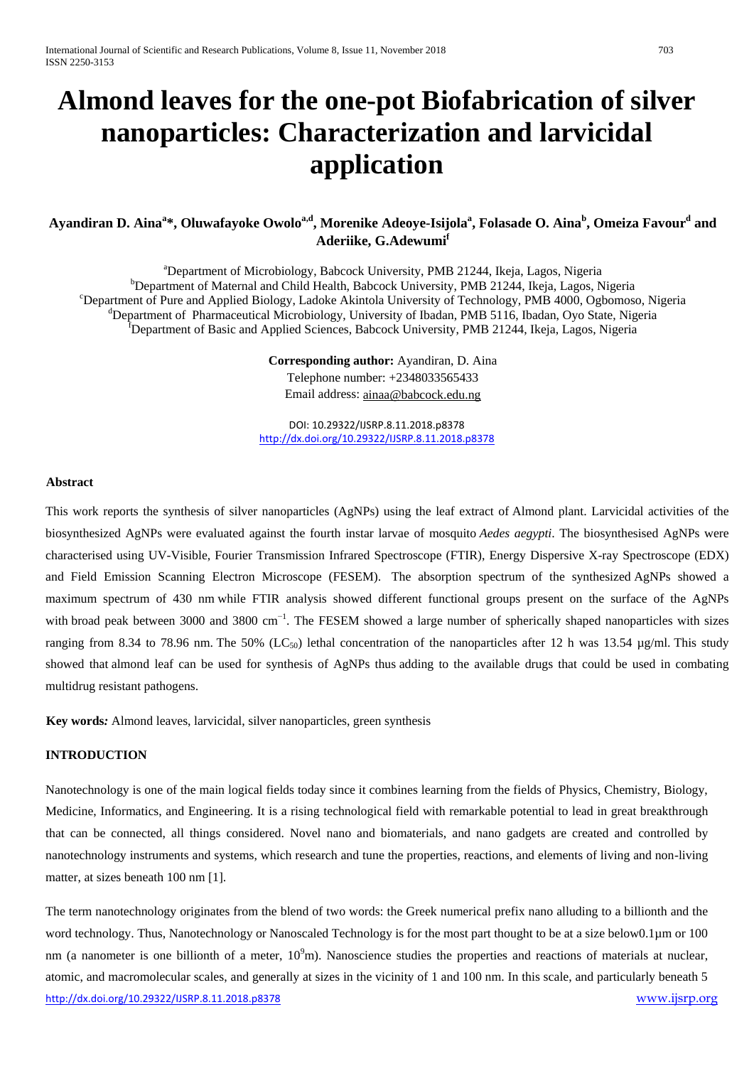# Almond leaves for the one-pot Biofabrication of silver nanoparticles: Characterization and larvicidal application

**Ayandiran D. Aina[a]*, Oluwafayoke Owolo[a,d], Morenike Adeoye-Isijola[a], Folasade O. Aina[b], Omeiza Favour[d] and Aderiike, G.Adewumi[f]**

[a]Department of Microbiology, Babcock University, PMB 21244, Ikeja, Lagos, Nigeria
[b]Department of Maternal and Child Health, Babcock University, PMB 21244, Ikeja, Lagos, Nigeria
[c]Department of Pure and Applied Biology, Ladoke Akintola University of Technology, PMB 4000, Ogbomoso, Nigeria
[d]Department of Pharmaceutical Microbiology, University of Ibadan, PMB 5116, Ibadan, Oyo State, Nigeria
[f]Department of Basic and Applied Sciences, Babcock University, PMB 21244, Ikeja, Lagos, Nigeria

**Corresponding author:** Ayandiran, D. Aina
Telephone number: +2348033565433
Email address: ainaa@babcock.edu.ng

DOI: 10.29322/IJSRP.8.11.2018.p8378
http://dx.doi.org/10.29322/IJSRP.8.11.2018.p8378

### Abstract

This work reports the synthesis of silver nanoparticles (AgNPs) using the leaf extract of Almond plant. Larvicidal activities of the biosynthesized AgNPs were evaluated against the fourth instar larvae of mosquito *Aedes aegypti*. The biosynthesised AgNPs were characterised using UV-Visible, Fourier Transmission Infrared Spectroscope (FTIR), Energy Dispersive X-ray Spectroscope (EDX) and Field Emission Scanning Electron Microscope (FESEM). The absorption spectrum of the synthesized AgNPs showed a maximum spectrum of 430 nm while FTIR analysis showed different functional groups present on the surface of the AgNPs with broad peak between 3000 and 3800 $cm^{-1}$. The FESEM showed a large number of spherically shaped nanoparticles with sizes ranging from 8.34 to 78.96 nm. The 50% ($LC_{50}$) lethal concentration of the nanoparticles after 12 h was 13.54 μg/ml. This study showed that almond leaf can be used for synthesis of AgNPs thus adding to the available drugs that could be used in combating multidrug resistant pathogens.

**Key words***:* Almond leaves, larvicidal, silver nanoparticles, green synthesis

### INTRODUCTION

Nanotechnology is one of the main logical fields today since it combines learning from the fields of Physics, Chemistry, Biology, Medicine, Informatics, and Engineering. It is a rising technological field with remarkable potential to lead in great breakthrough that can be connected, all things considered. Novel nano and biomaterials, and nano gadgets are created and controlled by nanotechnology instruments and systems, which research and tune the properties, reactions, and elements of living and non-living matter, at sizes beneath 100 nm [1].

The term nanotechnology originates from the blend of two words: the Greek numerical prefix nano alluding to a billionth and the word technology. Thus, Nanotechnology or Nanoscaled Technology is for the most part thought to be at a size below0.1μm or 100 nm (a nanometer is one billionth of a meter, $10^{9}$m). Nanoscience studies the properties and reactions of materials at nuclear, atomic, and macromolecular scales, and generally at sizes in the vicinity of 1 and 100 nm. In this scale, and particularly beneath 5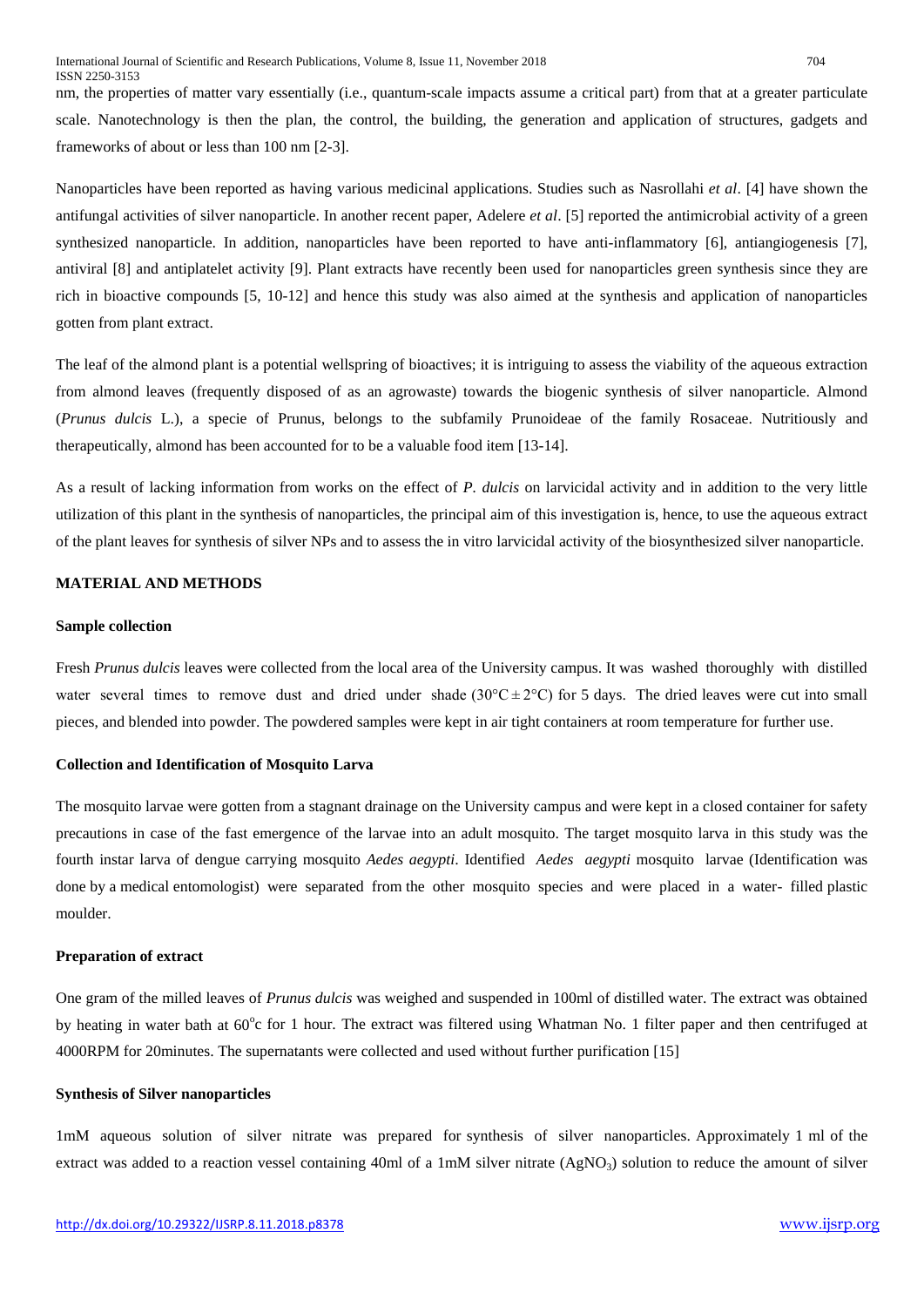nm, the properties of matter vary essentially (i.e., quantum-scale impacts assume a critical part) from that at a greater particulate scale. Nanotechnology is then the plan, the control, the building, the generation and application of structures, gadgets and frameworks of about or less than 100 nm [2-3].

Nanoparticles have been reported as having various medicinal applications. Studies such as Nasrollahi *et al*. [4] have shown the antifungal activities of silver nanoparticle. In another recent paper, Adelere *et al*. [5] reported the antimicrobial activity of a green synthesized nanoparticle. In addition, nanoparticles have been reported to have anti-inflammatory [6], antiangiogenesis [7], antiviral [8] and antiplatelet activity [9]. Plant extracts have recently been used for nanoparticles green synthesis since they are rich in bioactive compounds [5, 10-12] and hence this study was also aimed at the synthesis and application of nanoparticles gotten from plant extract.

The leaf of the almond plant is a potential wellspring of bioactives; it is intriguing to assess the viability of the aqueous extraction from almond leaves (frequently disposed of as an agrowaste) towards the biogenic synthesis of silver nanoparticle. Almond (*Prunus dulcis* L.), a specie of Prunus, belongs to the subfamily Prunoideae of the family Rosaceae. Nutritiously and therapeutically, almond has been accounted for to be a valuable food item [13-14].

As a result of lacking information from works on the effect of *P. dulcis* on larvicidal activity and in addition to the very little utilization of this plant in the synthesis of nanoparticles, the principal aim of this investigation is, hence, to use the aqueous extract of the plant leaves for synthesis of silver NPs and to assess the in vitro larvicidal activity of the biosynthesized silver nanoparticle.

## MATERIAL AND METHODS

### Sample collection

Fresh *Prunus dulcis* leaves were collected from the local area of the University campus. It was washed thoroughly with distilled water several times to remove dust and dried under shade ($30°C \pm 2°C$) for 5 days. The dried leaves were cut into small pieces, and blended into powder. The powdered samples were kept in air tight containers at room temperature for further use.

### Collection and Identification of Mosquito Larva

The mosquito larvae were gotten from a stagnant drainage on the University campus and were kept in a closed container for safety precautions in case of the fast emergence of the larvae into an adult mosquito. The target mosquito larva in this study was the fourth instar larva of dengue carrying mosquito *Aedes aegypti*. Identified *Aedes aegypti* mosquito larvae (Identification was done by a medical entomologist) were separated from the other mosquito species and were placed in a water- filled plastic moulder.

### Preparation of extract

One gram of the milled leaves of *Prunus dulcis* was weighed and suspended in 100ml of distilled water. The extract was obtained by heating in water bath at $60^{o}$c for 1 hour. The extract was filtered using Whatman No. 1 filter paper and then centrifuged at 4000RPM for 20minutes. The supernatants were collected and used without further purification [15]

### Synthesis of Silver nanoparticles

1mM aqueous solution of silver nitrate was prepared for synthesis of silver nanoparticles. Approximately 1 ml of the extract was added to a reaction vessel containing 40ml of a 1mM silver nitrate ($AgNO_3$) solution to reduce the amount of silver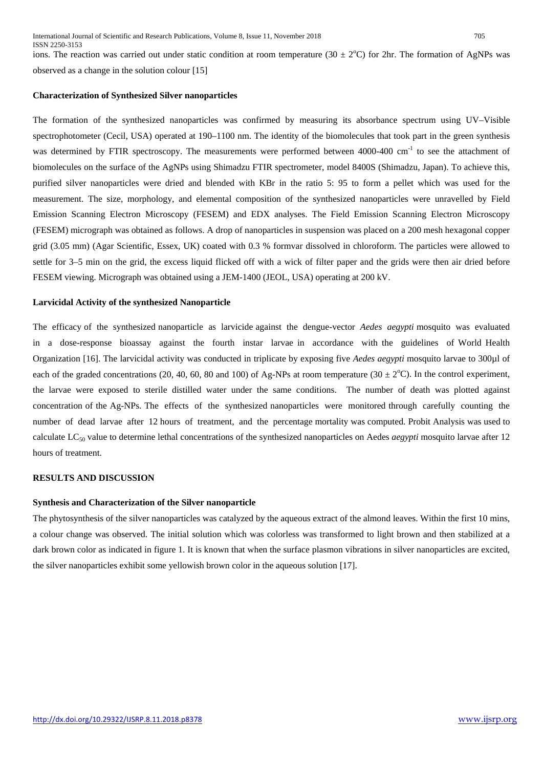ions. The reaction was carried out under static condition at room temperature (30 ± 2°C) for 2hr. The formation of AgNPs was observed as a change in the solution colour [15]

### Characterization of Synthesized Silver nanoparticles

The formation of the synthesized nanoparticles was confirmed by measuring its absorbance spectrum using UV–Visible spectrophotometer (Cecil, USA) operated at 190–1100 nm. The identity of the biomolecules that took part in the green synthesis was determined by FTIR spectroscopy. The measurements were performed between 4000-400 $cm^{-1}$ to see the attachment of biomolecules on the surface of the AgNPs using Shimadzu FTIR spectrometer, model 8400S (Shimadzu, Japan). To achieve this, purified silver nanoparticles were dried and blended with KBr in the ratio 5: 95 to form a pellet which was used for the measurement. The size, morphology, and elemental composition of the synthesized nanoparticles were unravelled by Field Emission Scanning Electron Microscopy (FESEM) and EDX analyses. The Field Emission Scanning Electron Microscopy (FESEM) micrograph was obtained as follows. A drop of nanoparticles in suspension was placed on a 200 mesh hexagonal copper grid (3.05 mm) (Agar Scientific, Essex, UK) coated with 0.3 % formvar dissolved in chloroform. The particles were allowed to settle for 3–5 min on the grid, the excess liquid flicked off with a wick of filter paper and the grids were then air dried before FESEM viewing. Micrograph was obtained using a JEM-1400 (JEOL, USA) operating at 200 kV.

### Larvicidal Activity of the synthesized Nanoparticle

The efficacy of the synthesized nanoparticle as larvicide against the dengue-vector *Aedes aegypti* mosquito was evaluated in a dose-response bioassay against the fourth instar larvae in accordance with the guidelines of World Health Organization [16]. The larvicidal activity was conducted in triplicate by exposing five *Aedes aegypti* mosquito larvae to 300µl of each of the graded concentrations (20, 40, 60, 80 and 100) of Ag-NPs at room temperature (30 ± 2°C). In the control experiment, the larvae were exposed to sterile distilled water under the same conditions. The number of death was plotted against concentration of the Ag-NPs. The effects of the synthesized nanoparticles were monitored through carefully counting the number of dead larvae after 12 hours of treatment, and the percentage mortality was computed. Probit Analysis was used to calculate $LC_{50}$ value to determine lethal concentrations of the synthesized nanoparticles on Aedes *aegypti* mosquito larvae after 12 hours of treatment.

## RESULTS AND DISCUSSION

### Synthesis and Characterization of the Silver nanoparticle

The phytosynthesis of the silver nanoparticles was catalyzed by the aqueous extract of the almond leaves. Within the first 10 mins, a colour change was observed. The initial solution which was colorless was transformed to light brown and then stabilized at a dark brown color as indicated in figure 1. It is known that when the surface plasmon vibrations in silver nanoparticles are excited, the silver nanoparticles exhibit some yellowish brown color in the aqueous solution [17].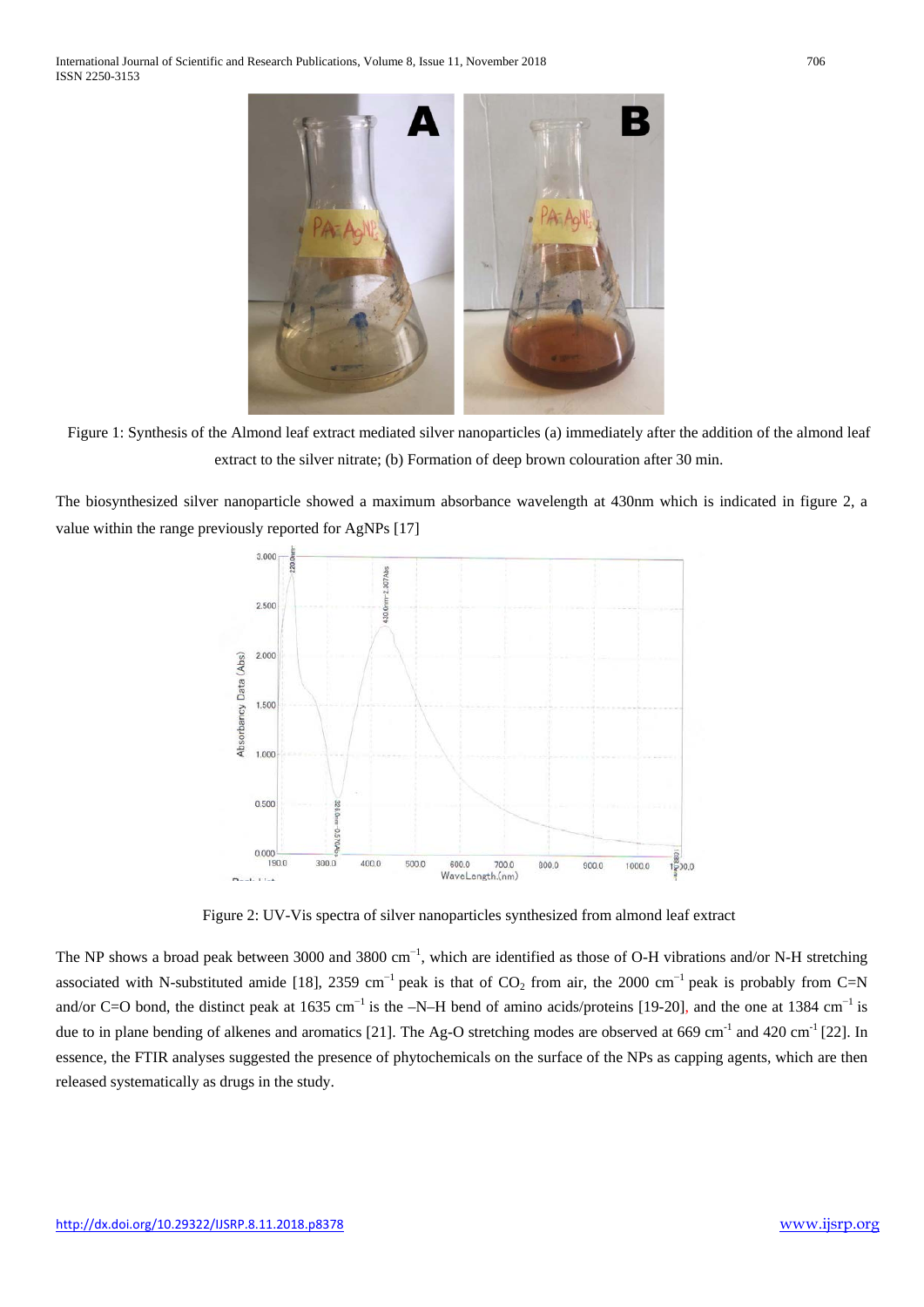Figure 1: Synthesis of the Almond leaf extract mediated silver nanoparticles (a) immediately after the addition of the almond leaf extract to the silver nitrate; (b) Formation of deep brown colouration after 30 min.

The biosynthesized silver nanoparticle showed a maximum absorbance wavelength at 430nm which is indicated in figure 2, a value within the range previously reported for AgNPs [17]

Figure 2: UV-Vis spectra of silver nanoparticles synthesized from almond leaf extract

The NP shows a broad peak between 3000 and 3800 $cm^{-1}$, which are identified as those of O-H vibrations and/or N-H stretching associated with N-substituted amide [18], 2359 $cm^{-1}$ peak is that of $CO_2$ from air, the 2000 $cm^{-1}$ peak is probably from C=N and/or C=O bond, the distinct peak at 1635 $cm^{-1}$ is the –N–H bend of amino acids/proteins [19-20], and the one at 1384 $cm^{-1}$ is due to in plane bending of alkenes and aromatics [21]. The Ag-O stretching modes are observed at 669 $cm^{-1}$ and 420 $cm^{-1}$ [22]. In essence, the FTIR analyses suggested the presence of phytochemicals on the surface of the NPs as capping agents, which are then released systematically as drugs in the study.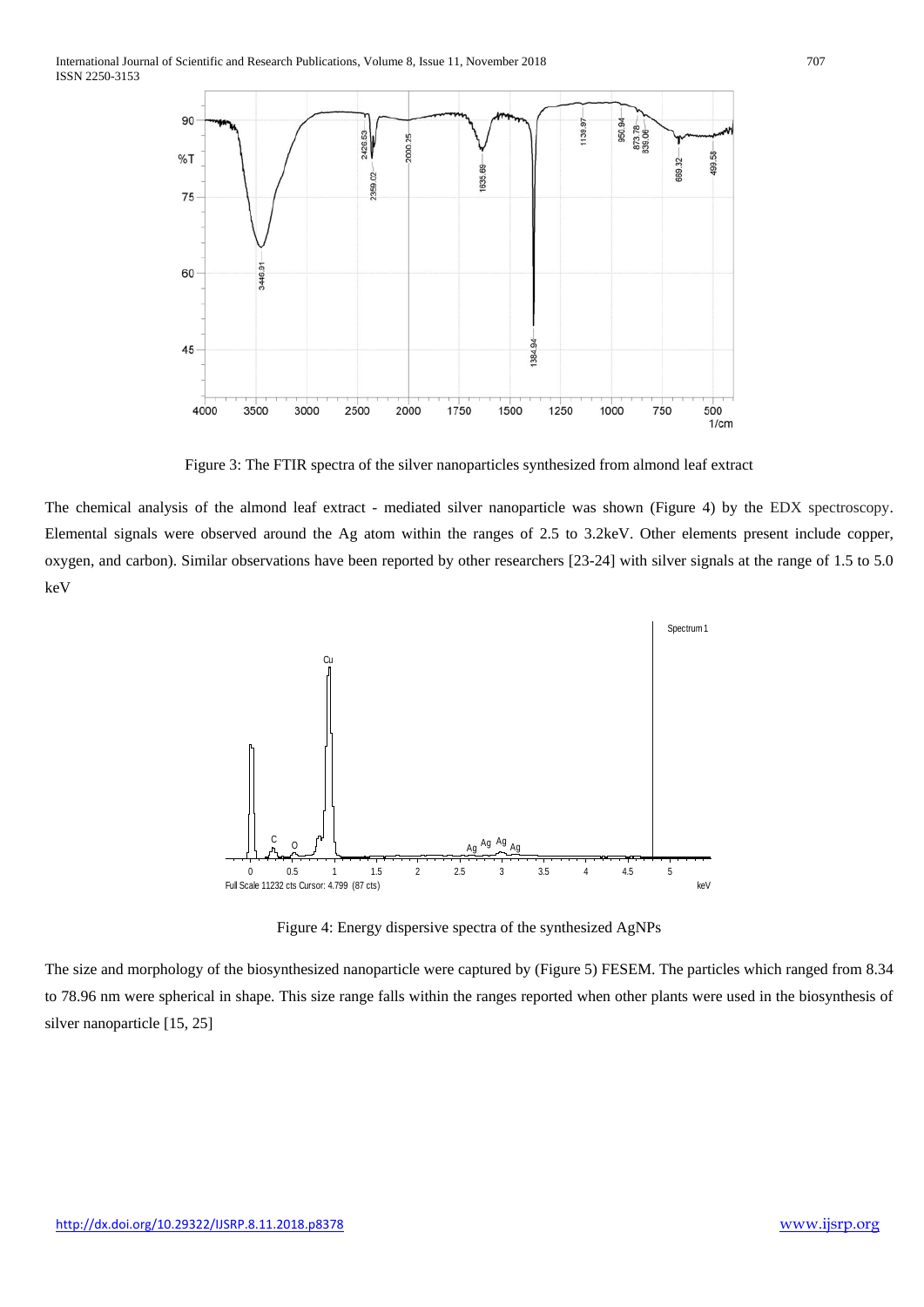Figure 3: The FTIR spectra of the silver nanoparticles synthesized from almond leaf extract

The chemical analysis of the almond leaf extract - mediated silver nanoparticle was shown (Figure 4) by the EDX spectroscopy. Elemental signals were observed around the Ag atom within the ranges of 2.5 to 3.2keV. Other elements present include copper, oxygen, and carbon). Similar observations have been reported by other researchers [23-24] with silver signals at the range of 1.5 to 5.0 keV

Figure 4: Energy dispersive spectra of the synthesized AgNPs

The size and morphology of the biosynthesized nanoparticle were captured by (Figure 5) FESEM. The particles which ranged from 8.34 to 78.96 nm were spherical in shape. This size range falls within the ranges reported when other plants were used in the biosynthesis of silver nanoparticle [15, 25]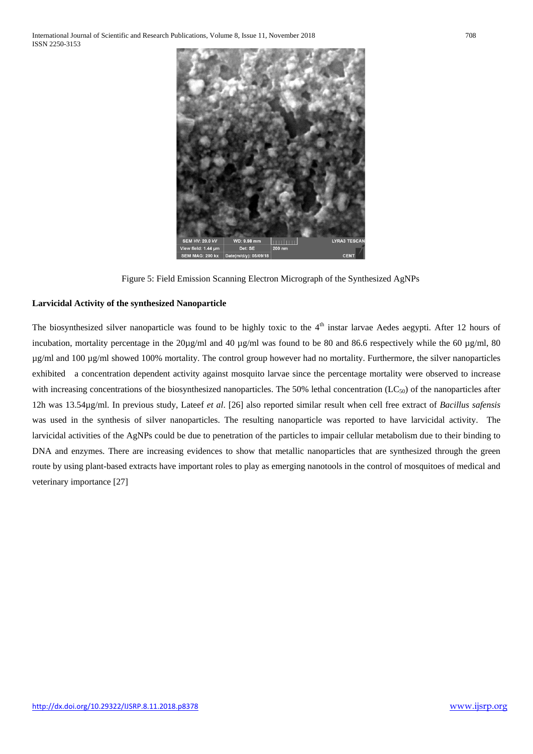Figure 5: Field Emission Scanning Electron Micrograph of the Synthesized AgNPs

**Larvicidal Activity of the synthesized Nanoparticle**

The biosynthesized silver nanoparticle was found to be highly toxic to the 4th instar larvae Aedes aegypti. After 12 hours of incubation, mortality percentage in the 20µg/ml and 40 µg/ml was found to be 80 and 86.6 respectively while the 60 µg/ml, 80 µg/ml and 100 µg/ml showed 100% mortality. The control group however had no mortality. Furthermore, the silver nanoparticles exhibited a concentration dependent activity against mosquito larvae since the percentage mortality were observed to increase with increasing concentrations of the biosynthesized nanoparticles. The 50% lethal concentration ($LC_{50}$) of the nanoparticles after 12h was 13.54µg/ml. In previous study, Lateef *et al*. [26] also reported similar result when cell free extract of *Bacillus safensis* was used in the synthesis of silver nanoparticles. The resulting nanoparticle was reported to have larvicidal activity. The larvicidal activities of the AgNPs could be due to penetration of the particles to impair cellular metabolism due to their binding to DNA and enzymes. There are increasing evidences to show that metallic nanoparticles that are synthesized through the green route by using plant-based extracts have important roles to play as emerging nanotools in the control of mosquitoes of medical and veterinary importance [27]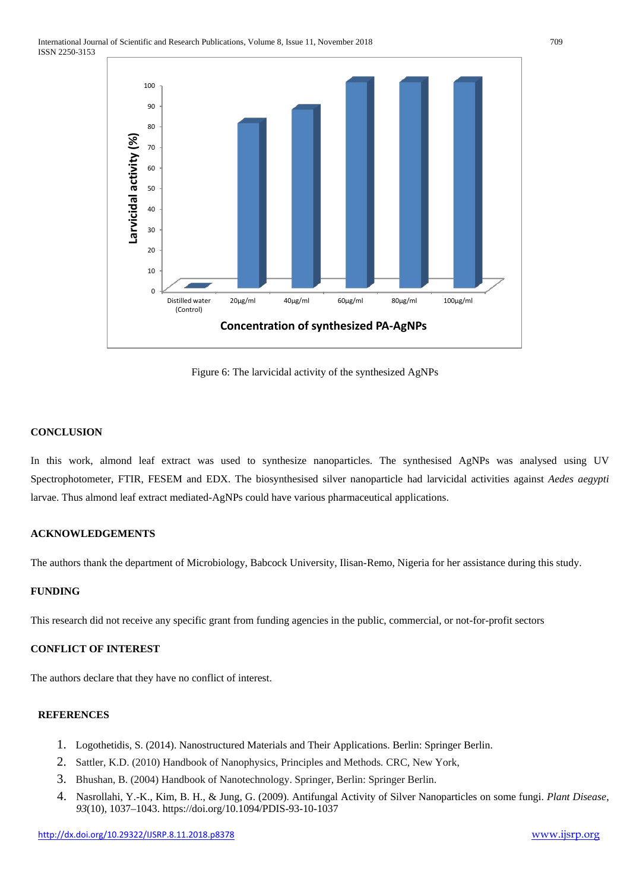Figure 6: The larvicidal activity of the synthesized AgNPs

## CONCLUSION

In this work, almond leaf extract was used to synthesize nanoparticles. The synthesised AgNPs was analysed using UV Spectrophotometer, FTIR, FESEM and EDX. The biosynthesised silver nanoparticle had larvicidal activities against *Aedes aegypti* larvae. Thus almond leaf extract mediated-AgNPs could have various pharmaceutical applications.

## ACKNOWLEDGEMENTS

The authors thank the department of Microbiology, Babcock University, Ilisan-Remo, Nigeria for her assistance during this study.

## FUNDING

This research did not receive any specific grant from funding agencies in the public, commercial, or not-for-profit sectors

## CONFLICT OF INTEREST

The authors declare that they have no conflict of interest.

## REFERENCES

1. Logothetidis, S. (2014). Nanostructured Materials and Their Applications. Berlin: Springer Berlin.
2. Sattler, K.D. (2010) Handbook of Nanophysics, Principles and Methods. CRC, New York,
3. Bhushan, B. (2004) Handbook of Nanotechnology. Springer, Berlin: Springer Berlin.
4. Nasrollahi, Y.-K., Kim, B. H., & Jung, G. (2009). Antifungal Activity of Silver Nanoparticles on some fungi. *Plant Disease*, *93*(10), 1037–1043. https://doi.org/10.1094/PDIS-93-10-1037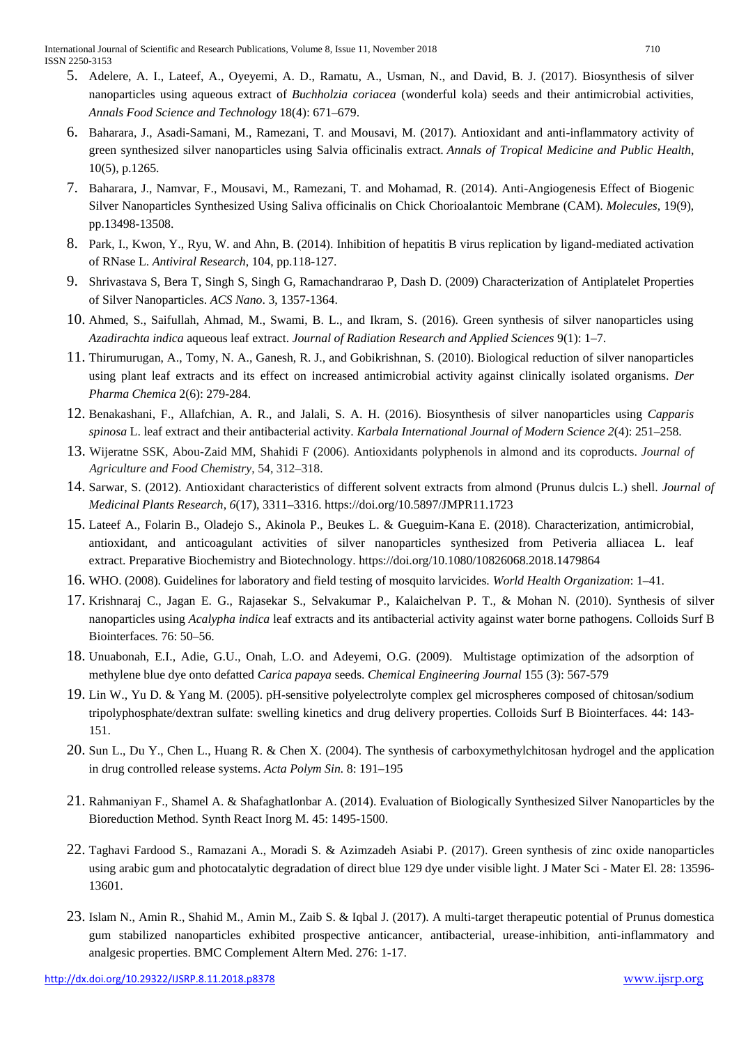5. Adelere, A. I., Lateef, A., Oyeyemi, A. D., Ramatu, A., Usman, N., and David, B. J. (2017). Biosynthesis of silver nanoparticles using aqueous extract of *Buchholzia coriacea* (wonderful kola) seeds and their antimicrobial activities, *Annals Food Science and Technology* 18(4): 671–679.
6. Baharara, J., Asadi-Samani, M., Ramezani, T. and Mousavi, M. (2017). Antioxidant and anti-inflammatory activity of green synthesized silver nanoparticles using Salvia officinalis extract. *Annals of Tropical Medicine and Public Health*, 10(5), p.1265.
7. Baharara, J., Namvar, F., Mousavi, M., Ramezani, T. and Mohamad, R. (2014). Anti-Angiogenesis Effect of Biogenic Silver Nanoparticles Synthesized Using Saliva officinalis on Chick Chorioalantoic Membrane (CAM). *Molecules*, 19(9), pp.13498-13508.
8. Park, I., Kwon, Y., Ryu, W. and Ahn, B. (2014). Inhibition of hepatitis B virus replication by ligand-mediated activation of RNase L. *Antiviral Research*, 104, pp.118-127.
9. Shrivastava S, Bera T, Singh S, Singh G, Ramachandrarao P, Dash D. (2009) Characterization of Antiplatelet Properties of Silver Nanoparticles. *ACS Nano*. 3, 1357-1364.
10. Ahmed, S., Saifullah, Ahmad, M., Swami, B. L., and Ikram, S. (2016). Green synthesis of silver nanoparticles using *Azadirachta indica* aqueous leaf extract. *Journal of Radiation Research and Applied Sciences* 9(1): 1–7.
11. Thirumurugan, A., Tomy, N. A., Ganesh, R. J., and Gobikrishnan, S. (2010). Biological reduction of silver nanoparticles using plant leaf extracts and its effect on increased antimicrobial activity against clinically isolated organisms. *Der Pharma Chemica* 2(6): 279-284.
12. Benakashani, F., Allafchian, A. R., and Jalali, S. A. H. (2016). Biosynthesis of silver nanoparticles using *Capparis spinosa* L. leaf extract and their antibacterial activity. *Karbala International Journal of Modern Science 2*(4): 251–258.
13. Wijeratne SSK, Abou-Zaid MM, Shahidi F (2006). Antioxidants polyphenols in almond and its coproducts. *Journal of Agriculture and Food Chemistry*, 54, 312–318.
14. Sarwar, S. (2012). Antioxidant characteristics of different solvent extracts from almond (Prunus dulcis L.) shell. *Journal of Medicinal Plants Research*, *6*(17), 3311–3316. https://doi.org/10.5897/JMPR11.1723
15. Lateef A., Folarin B., Oladejo S., Akinola P., Beukes L. & Gueguim-Kana E. (2018). Characterization, antimicrobial, antioxidant, and anticoagulant activities of silver nanoparticles synthesized from Petiveria alliacea L. leaf extract. Preparative Biochemistry and Biotechnology. https://doi.org/10.1080/10826068.2018.1479864
16. WHO. (2008). Guidelines for laboratory and field testing of mosquito larvicides. *World Health Organization*: 1–41.
17. Krishnaraj C., Jagan E. G., Rajasekar S., Selvakumar P., Kalaichelvan P. T., & Mohan N. (2010). Synthesis of silver nanoparticles using *Acalypha indica* leaf extracts and its antibacterial activity against water borne pathogens. Colloids Surf B Biointerfaces. 76: 50–56.
18. Unuabonah, E.I., Adie, G.U., Onah, L.O. and Adeyemi, O.G. (2009). Multistage optimization of the adsorption of methylene blue dye onto defatted *Carica papaya* seeds. *Chemical Engineering Journal* 155 (3): 567-579
19. Lin W., Yu D. & Yang M. (2005). pH-sensitive polyelectrolyte complex gel microspheres composed of chitosan/sodium tripolyphosphate/dextran sulfate: swelling kinetics and drug delivery properties. Colloids Surf B Biointerfaces. 44: 143-151.
20. Sun L., Du Y., Chen L., Huang R. & Chen X. (2004). The synthesis of carboxymethylchitosan hydrogel and the application in drug controlled release systems. *Acta Polym Sin*. 8: 191–195
21. Rahmaniyan F., Shamel A. & Shafaghatlonbar A. (2014). Evaluation of Biologically Synthesized Silver Nanoparticles by the Bioreduction Method. Synth React Inorg M. 45: 1495-1500.
22. Taghavi Fardood S., Ramazani A., Moradi S. & Azimzadeh Asiabi P. (2017). Green synthesis of zinc oxide nanoparticles using arabic gum and photocatalytic degradation of direct blue 129 dye under visible light. J Mater Sci - Mater El. 28: 13596-13601.
23. Islam N., Amin R., Shahid M., Amin M., Zaib S. & Iqbal J. (2017). A multi-target therapeutic potential of Prunus domestica gum stabilized nanoparticles exhibited prospective anticancer, antibacterial, urease-inhibition, anti-inflammatory and analgesic properties. BMC Complement Altern Med. 276: 1-17.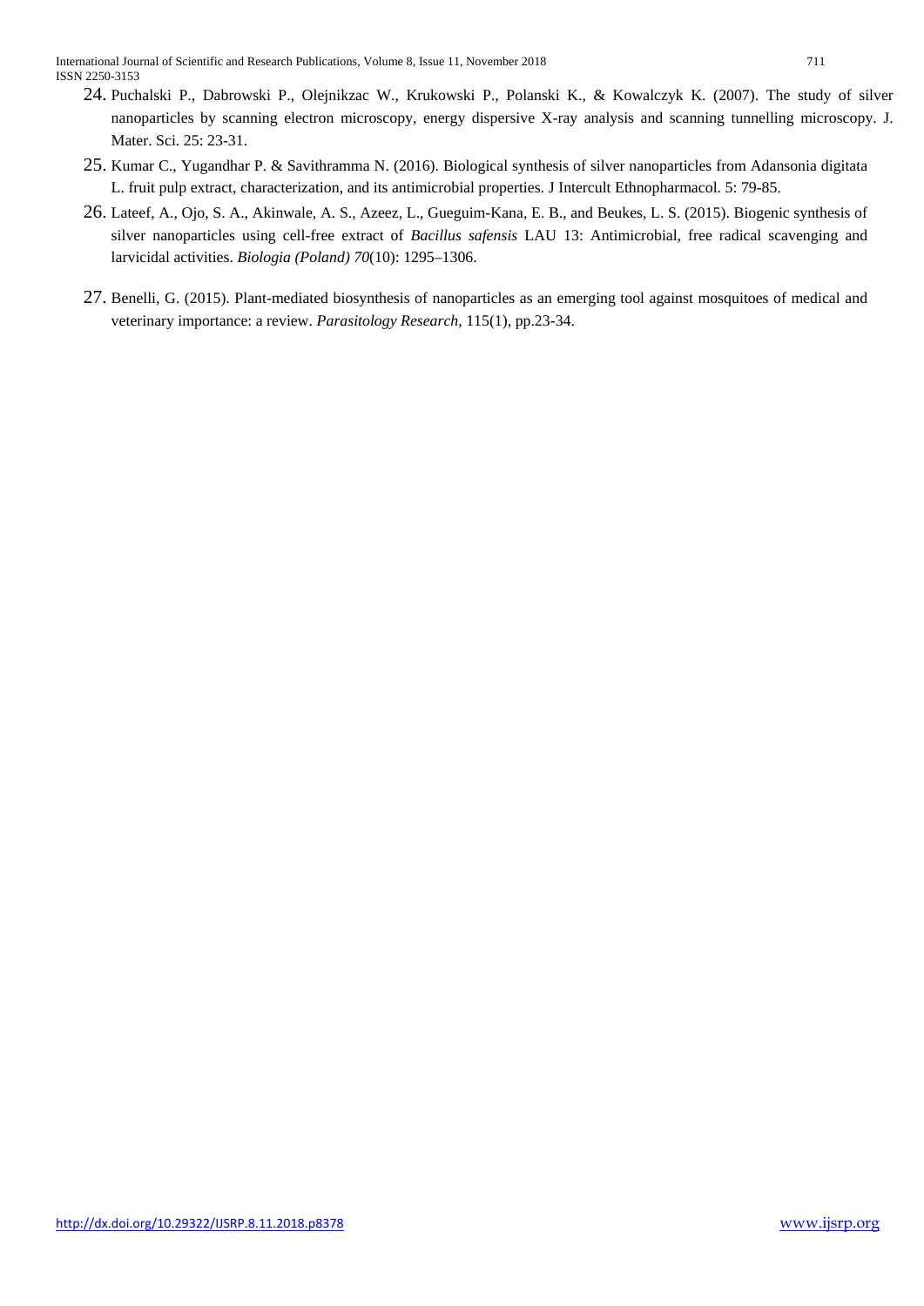24. Puchalski P., Dabrowski P., Olejnikzac W., Krukowski P., Polanski K., & Kowalczyk K. (2007). The study of silver nanoparticles by scanning electron microscopy, energy dispersive X-ray analysis and scanning tunnelling microscopy. J. Mater. Sci. 25: 23-31.
25. Kumar C., Yugandhar P. & Savithramma N. (2016). Biological synthesis of silver nanoparticles from Adansonia digitata L. fruit pulp extract, characterization, and its antimicrobial properties. J Intercult Ethnopharmacol. 5: 79-85.
26. Lateef, A., Ojo, S. A., Akinwale, A. S., Azeez, L., Gueguim-Kana, E. B., and Beukes, L. S. (2015). Biogenic synthesis of silver nanoparticles using cell-free extract of *Bacillus safensis* LAU 13: Antimicrobial, free radical scavenging and larvicidal activities. *Biologia (Poland) 70*(10): 1295–1306.
27. Benelli, G. (2015). Plant-mediated biosynthesis of nanoparticles as an emerging tool against mosquitoes of medical and veterinary importance: a review. *Parasitology Research*, 115(1), pp.23-34.